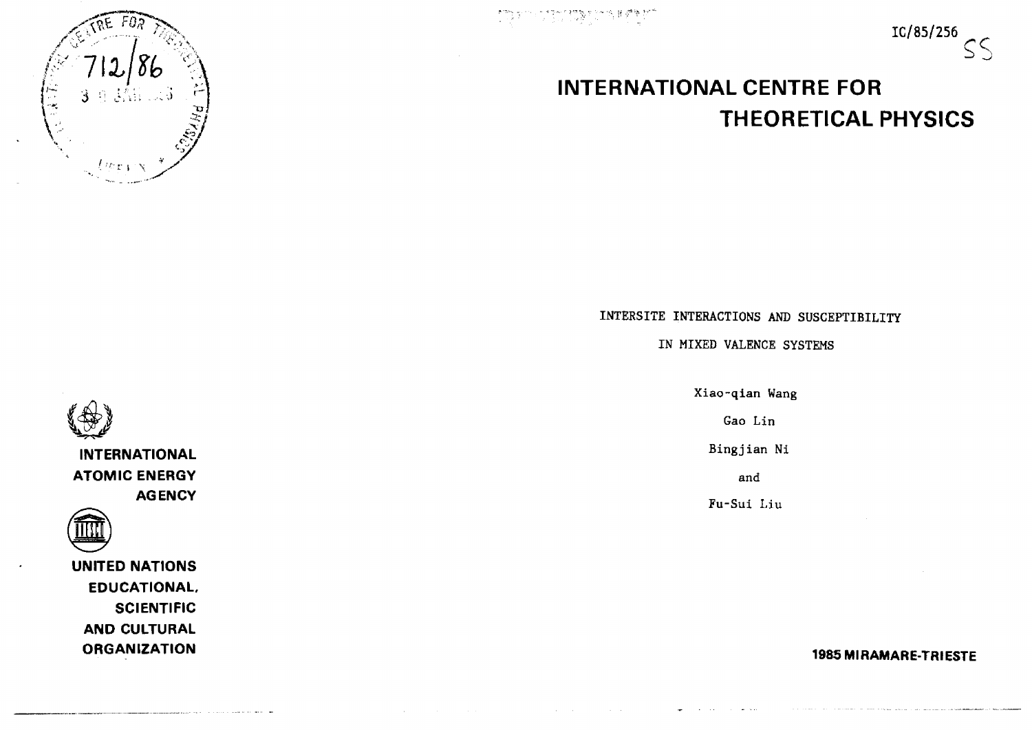IC/85/256

# INTERNATIONAL CENTRE FOR THEORETICAL PHYSICS

INTERSITE INTERACTIONS AND SUSCEPTIBILITY IN MIXED VALENCE SYSTEMS

Xiao-qian Wang

Gao Lin

Bingjian Ni

and

Fu-Sui Liu

INTERNATIONAL ATOMIC ENERGY AGENCY

UNITED NATIONS EDUCATIONAL, SCIENTIFIC AND CULTURAL ORGANIZATION

**1985 MIRAMARE-TRIESTE**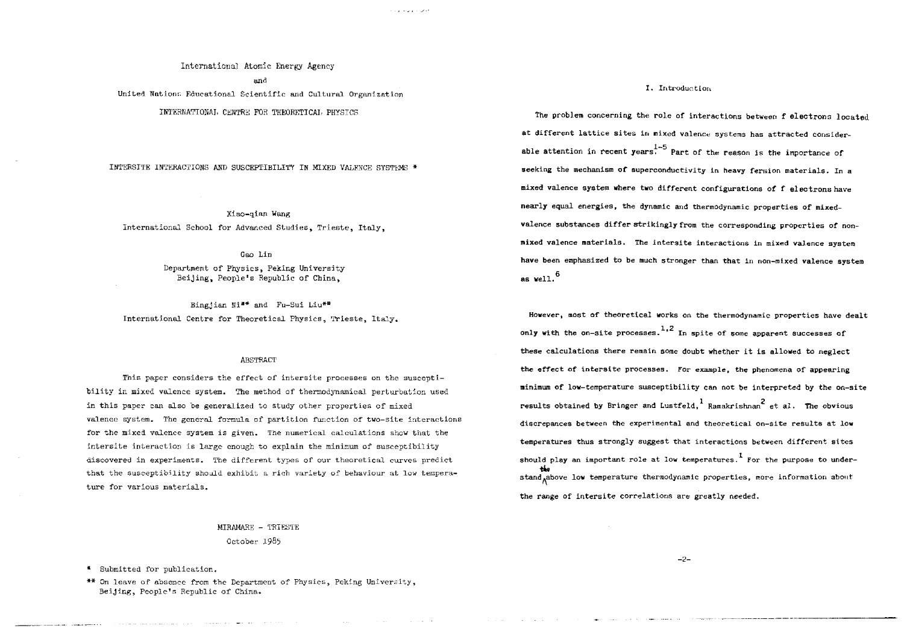International Atomic Energy Agency

and

United Nations Educational Scientific and Cultural Organization

INTERNATIONAL CENTRE FOR THEORETICAL PHYSICS

# INTERSITE INTERACTIONS AND SUSCEPTIBILITY IN MIXED VALENCE SYSTEMS *

Xiao-qian Wang

International School for Advanced Studies, Trieste, Italy,

Gao Lin

Department of Physics, Peking University
Beijing, People's Republic of China,

Bingjian Ni** and Fu-Sui Liu**

International Centre for Theoretical Physics, Trieste, Italy.

## ABSTRACT

This paper considers the effect of intersite processes on the susceptibility in mixed valence system. The method of thermodynamical perturbation used in this paper can also be generalized to study other properties of mixed valence system. The general formula of partition function of two-site interactions for the mixed valence system is given. The numerical calculations show that the intersite interaction is large enough to explain the minimum of susceptibility discovered in experiments. The different types of our theoretical curves predict that the susceptibility should exhibit a rich variety of behaviour at low temperature for various materials.

MIRAMARE – TRIESTE

October 1985

\* Submitted for publication.

\** On leave of absence from the Department of Physics, Peking University, Beijing, People's Republic of China.

## I. Introduction

The problem concerning the role of interactions between f electrons located at different lattice sites in mixed valence systems has attracted considerable attention in recent years.[1-5] Part of the reason is the importance of seeking the mechanism of superconductivity in heavy fermion materials. In a mixed valence system where two different configurations of f electrons have nearly equal energies, the dynamic and thermodynamic properties of mixed-valence substances differ strikingly from the corresponding properties of non-mixed valence materials. The intersite interactions in mixed valence system have been emphasized to be much stronger than that in non-mixed valence system as well.[6]

However, most of theoretical works on the thermodynamic properties have dealt only with the on-site processes.[1,2] In spite of some apparent successes of these calculations there remain some doubt whether it is allowed to neglect the effect of intersite processes. For example, the phenomena of appearing minimum of low-temperature susceptibility can not be interpreted by the on-site results obtained by Bringer and Lustfeld,[1] Ramakrishnan[2] et al. The obvious discrepances between the experimental and theoretical on-site results at low temperatures thus strongly suggest that interactions between different sites should play an important role at low temperatures.[1] For the purpose to understand the above low temperature thermodynamic properties, more information about the range of intersite correlations are greatly needed.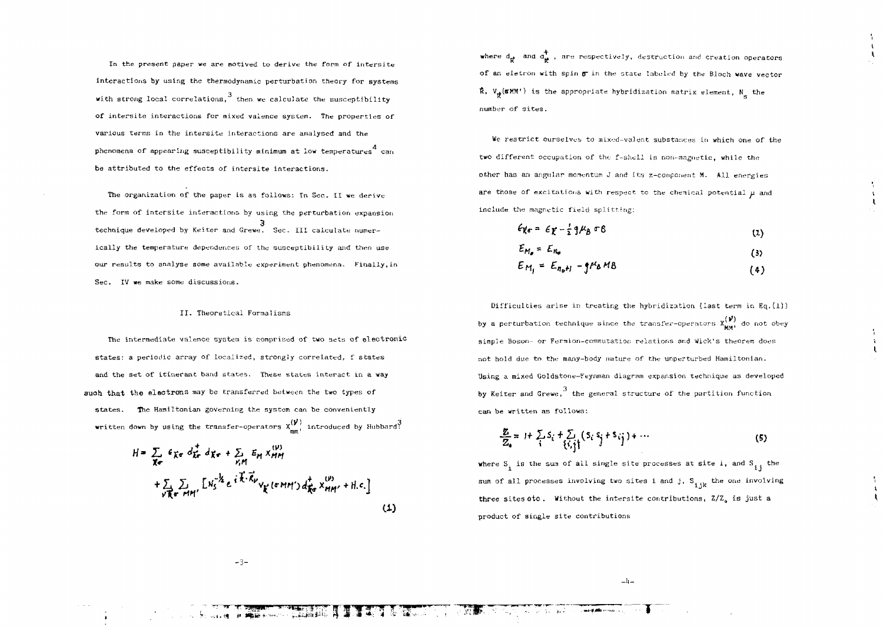In the present paper we are motived to derive the form of intersite interactions by using the thermodynamic perturbation theory for systems with strong local correlations,[3] then we calculate the susceptibility of intersite interactions for mixed valence system. The properties of various terms in the intersite interactions are analysed and the phenomena of appearing susceptibility minimum at low temperatures[4] can be attributed to the effects of intersite interactions.

The organization of the paper is as follows: In Sec. II we derive the form of intersite interactions by using the perturbation expansion technique developed by Keiter and Grewe.[3] Sec. III calculate numerically the temperature dependences of the susceptibility and then use our results to analyse some available experiment phenomena. Finally, in Sec. IV we make some discussions.

## II. Theoretical Formalisms

The intermediate valence system is comprised of two sets of electronic states: a periodic array of localized, strongly correlated, f states and the set of itinerant band states. These states interact in a way such that the electrons may be transferred between the two types of states. The Hamiltonian governing the system can be conveniently written down by using the transfer-operators $X^{(\nu)}_{mm'}$ introduced by Hubbard[3]:

$$H = \sum_{\vec{k}\sigma} \epsilon_{\vec{k}\sigma} d^{+}_{\vec{k}\sigma} d_{\vec{k}\sigma} + \sum_{\nu,M} E_M X^{(\nu)}_{MM} + \sum_{\nu\vec{k}\sigma} \sum_{MM'} \left[ N_s^{-\frac{1}{2}} e^{i\vec{k}\cdot\vec{R}_\nu} V_{\vec{k}}(\sigma MM') d^{+}_{\vec{k}\sigma} X^{(\nu)}_{MM'} + \text{H.c.} \right] \tag{1}$$

where $d_{\vec{k}}$ and $d^{+}_{\vec{k}}$, are respectively, destruction and creation operators of an eletron with spin $\sigma$ in the state labeled by the Bloch wave vector $\vec{k}$, $V_{\vec{k}}(\sigma MM')$ is the appropriate hybridization matrix element, $N_s$ the number of sites.

We restrict ourselves to mixed-valent substances in which one of the two different occupation of the f-shell is non-magnetic, while the other has an angular momentum J and its z-component M. All energies are those of excitations with respect to the chemical potential $\mu$ and include the magnetic field splitting:

$$\epsilon_{\vec{k}\sigma} = \epsilon_{\vec{k}} - \frac{1}{2} g\mu_B \sigma B \tag{2}$$

$$E_{M_0} = E_{n_0} \tag{3}$$

$$E_{M_1} = E_{n_0+1} - g\mu_B M B \tag{4}$$

Difficulties arise in treating the hybridization (last term in Eq.(1)) by a perturbation technique since the transfer-operators $X^{(\nu)}_{MM'}$ do not obey simple Boson- or Fermion-commutation relations and Wick's theorem does not hold due to the many-body nature of the unperturbed Hamiltonian. Using a mixed Goldstone-Feynman diagram expansion technique as developed by Keiter and Grewe,[3] the general structure of the partition function can be written as follows:

$$\frac{Z}{Z_0} = 1 + \sum_i S_i + \sum_{\{i,j\}} (S_i S_j + S_{ij}) + \cdots \tag{5}$$

where $S_i$ is the sum of all single site processes at site i, and $S_{ij}$ the sum of all processes involving two sites i and j, $S_{ijk}$ the one involving three sites etc. Without the intersite contributions, $Z/Z_0$ is just a product of single site contributions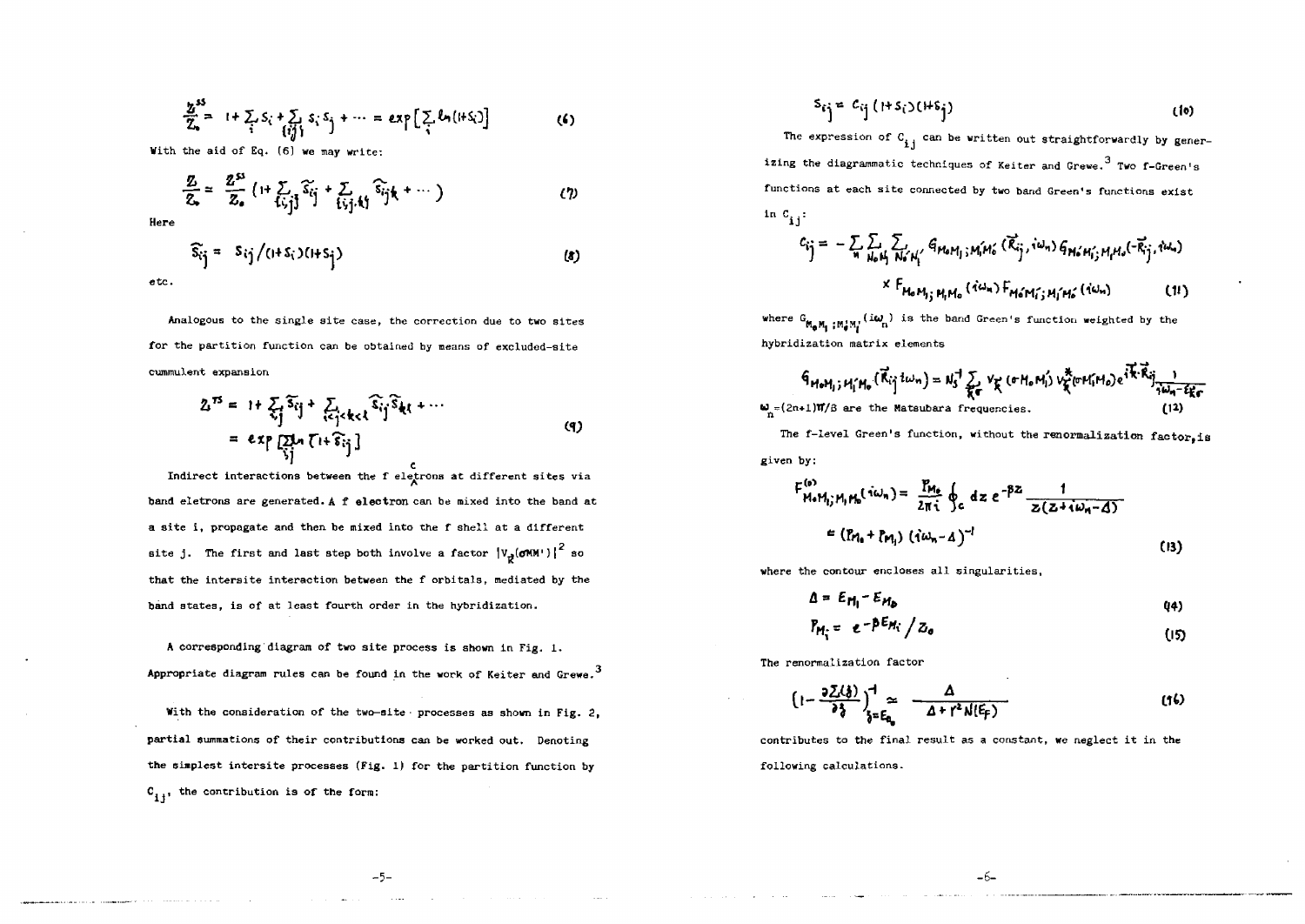$$\frac{Z^{SS}}{Z_0} = 1 + \sum_i S_i + \sum_{\{ij\}} S_i S_j + \cdots = \exp\left[\sum_i \ln(1+S_i)\right] \tag{6}$$

With the aid of Eq. (6) we may write:

$$\frac{Z}{Z_0} = \frac{Z^{SS}}{Z_0}\left(1 + \sum_{\{ij\}} \widehat{S}_{ij} + \sum_{\{ij,k\}} \widehat{S}_{ijk} + \cdots\right) \tag{7}$$

Here

$$\widehat{S}_{ij} = S_{ij}/(1+S_i)(1+S_j) \tag{8}$$

etc.

Analogous to the single site case, the correction due to two sites for the partition function can be obtained by means of excluded-site cummulent expansion

$$\begin{aligned} Z^{TS} &= 1 + \sum_{ij} \widehat{S}_{ij} + \sum_{i<j<k<l} \widehat{S}_{ij}\widehat{S}_{kl} + \cdots \\ &= \exp\left[\sum_{ij} \ln\left(1+\widehat{S}_{ij}\right)\right] \end{aligned} \tag{9}$$

Indirect interactions between the f electrons at different sites via band eletrons are generated. A f electron can be mixed into the band at a site i, propagate and then be mixed into the f shell at a different site j. The first and last step both involve a factor $|V_{\vec{k}}(\sigma MM')|^2$ so that the intersite interaction between the f orbitals, mediated by the band states, is of at least fourth order in the hybridization.

A corresponding diagram of two site process is shown in Fig. 1. Appropriate diagram rules can be found in the work of Keiter and Grewe.[3]

With the consideration of the two-site processes as shown in Fig. 2, partial summations of their contributions can be worked out. Denoting the simplest intersite processes (Fig. 1) for the partition function by $C_{ij}$, the contribution is of the form:

$$S_{ij} = C_{ij}(1+S_i)(1+S_j) \tag{10}$$

The expression of $C_{ij}$ can be written out straightforwardly by generizing the diagrammatic techniques of Keiter and Grewe.[3] Two f-Green's functions at each site connected by two band Green's functions exist in $C_{ij}$:

$$\begin{aligned} C_{ij} = -\sum_n \sum_{N_0 M_1} \sum_{N_0' M_1'} & G_{M_0 M_1; M_1' M_0'}(\vec{R}_{ij}, i\omega_n)\, G_{M_0' M_1'; M_1 M_0}(-\vec{R}_{ij}, i\omega_n) \\ & \times F_{M_0 M_1; M_1 M_0}(i\omega_n)\, F_{M_0' M_1'; M_1' M_0'}(i\omega_n) \end{aligned} \tag{11}$$

where $G_{M_0 M_1; M_1' M_0'}(i\omega_n)$ is the band Green's function weighted by the hybridization matrix elements

$$G_{M_0 M_1; M_1' M_0'}(\vec{R}_{ij}, i\omega_n) = N_s^{-1} \sum_{\vec{k}\sigma} V_{\vec{k}}(\sigma M_0 M_1)\, V_{\vec{k}}^{*}(\sigma M_1' M_0')\, e^{i\vec{k}\cdot\vec{R}_{ij}} \frac{1}{i\omega_n - \epsilon_{\vec{k}\sigma}} \tag{12}$$

$\omega_n = (2n+1)\pi/\beta$ are the Matsubara frequencies.

The f-level Green's function, without the renormalization factor, is given by:

$$\begin{aligned} F^{(0)}_{M_0 M_1; M_1 M_0}(i\omega_n) &= \frac{P_{M_0}}{2\pi i} \oint_c dz\, e^{-\beta z} \frac{1}{z(z+i\omega_n-\Delta)} \\ &= (P_{M_0} + P_{M_1})\,(i\omega_n - \Delta)^{-1} \end{aligned} \tag{13}$$

where the contour encloses all singularities,

$$\Delta = E_{M_1} - E_{M_0} \tag{14}$$

$$P_{M_i} = e^{-\beta E_{M_i}}/Z_0 \tag{15}$$

The renormalization factor

$$\left(1 - \frac{\partial \Sigma(\zeta)}{\partial \zeta}\right)^{-1}_{\zeta = E_{0}} \simeq \frac{\Delta}{\Delta + \Gamma^2 N(E_F)} \tag{16}$$

contributes to the final result as a constant, we neglect it in the following calculations.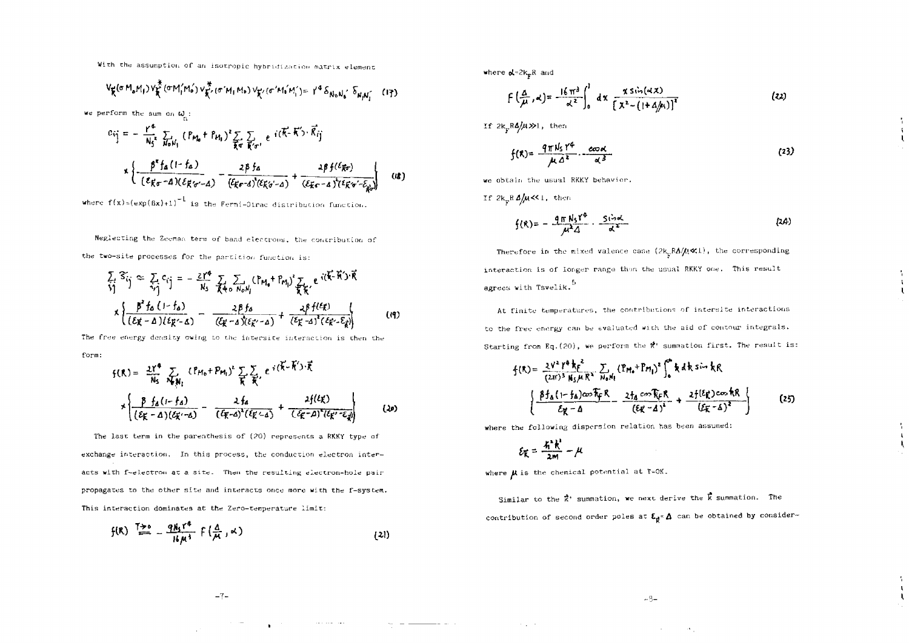With the assumption of an isotropic hybridization matrix element

$$V_{\vec{k}}(\sigma M_0 M_1) V^*_{\vec{k}}(\sigma M_1' M_0') V^*_{\vec{k}'}(\sigma' M_1 M_0) V_{\vec{k}'}(\sigma' M_0' M_1') = \gamma^4 \delta_{N_0 N_0'} \delta_{N_1 N_1'} \quad (17)$$

we perform the sum on $\omega_n$:

$$c_{ij} = -\frac{\gamma^4}{N_s^2} \sum_{N_0 N_1} (P_{M_0} + P_{M_1})^2 \sum_{\vec{k}\sigma} \sum_{\vec{k}'\sigma'} e^{i(\vec{k}-\vec{k}')\cdot\vec{R}_{ij}}$$
$$\times \left\{ \frac{\beta^2 f_\Delta (1-f_\Delta)}{(\varepsilon_{\vec{k}\sigma}-\Delta)(\varepsilon_{\vec{k}'\sigma'}-\Delta)} - \frac{2\beta f_\Delta}{(\varepsilon_{\vec{k}\sigma}-\Delta)^2(\varepsilon_{\vec{k}'\sigma'}-\Delta)} + \frac{2\beta f(\varepsilon_{\vec{k}\sigma})}{(\varepsilon_{\vec{k}\sigma}-\Delta)^2(\varepsilon_{\vec{k}'\sigma'}-\varepsilon_{\vec{k}\sigma})} \right\} \quad (18)$$

where $f(x)=(\exp(\beta x)+1)^{-1}$ is the Fermi-Dirac distribution function.

Neglecting the Zeeman term of band electrons, the contribution of the two-site processes for the partition function is:

$$\sum_{ij} \tilde{s}_{ij} \simeq \sum_{ij} c_{ij} = -\frac{2\gamma^4}{N_s} \sum_{\vec{R}\neq 0} \sum_{N_0 N_1} (P_{M_0}+P_{M_1})^2 \sum_{\vec{k}\vec{k}'} e^{i(\vec{k}-\vec{k}')\cdot\vec{R}}$$
$$\times \left\{ \frac{\beta^2 f_\Delta (1-f_\Delta)}{(\varepsilon_{\vec{k}}-\Delta)(\varepsilon_{\vec{k}'}-\Delta)} - \frac{2\beta f_\Delta}{(\varepsilon_{\vec{k}}-\Delta)^2(\varepsilon_{\vec{k}'}-\Delta)} + \frac{2\beta f(\varepsilon_{\vec{k}})}{(\varepsilon_{\vec{k}}-\Delta)^2(\varepsilon_{\vec{k}'}-\varepsilon_{\vec{k}})} \right\} \quad (19)$$

The free energy density owing to the intersite interaction is then the form:

$$f(R) = \frac{2\gamma^4}{N_s} \sum_{N_0 N_1} (P_{M_0}+P_{M_1})^2 \sum_{\vec{k}} \sum_{\vec{k}'} e^{i(\vec{k}-\vec{k}')\cdot\vec{R}}$$
$$\times \left\{ \frac{\beta f_\Delta (1-f_\Delta)}{(\varepsilon_{\vec{k}}-\Delta)(\varepsilon_{\vec{k}'}-\Delta)} - \frac{2 f_\Delta}{(\varepsilon_{\vec{k}}-\Delta)^2(\varepsilon_{\vec{k}'}-\Delta)} + \frac{2 f(\varepsilon_{\vec{k}})}{(\varepsilon_{\vec{k}}-\Delta)^2(\varepsilon_{\vec{k}'}-\varepsilon_{\vec{k}})} \right\} \quad (20)$$

The last term in the parenthesis of (20) represents a RKKY type of exchange interaction. In this process, the conduction electron interacts with f-electron at a site. Then the resulting electron-hole pair propagates to the other site and interacts once more with the f-system. This interaction dominates at the Zero-temperature limit:

$$f(R) \overset{T\to 0}{=} -\frac{9 N_s \gamma^4}{16\mu^3} F\left(\frac{\Delta}{\mu}, \alpha\right) \quad (21)$$

where $\alpha = 2k_F R$ and

$$F\left(\frac{\Delta}{\mu}, \alpha\right) = \frac{16\pi^3}{\alpha^2} \int_0^1 dx \, \frac{x \sin(\alpha x)}{[x^2 - (1+\Delta/\mu)]^2} \quad (22)$$

If $2k_F R\Delta/\mu \gg 1$, then

$$f(R) = \frac{9\pi N_s \gamma^4}{\mu \Delta^2} \cdot \frac{\cos\alpha}{\alpha^3} \quad (23)$$

we obtain the usual RKKY behavior.

If $2k_F R\Delta/\mu \ll 1$, then

$$f(R) = -\frac{9\pi N_s \gamma^4}{\mu^2 \Delta} \cdot \frac{\sin\alpha}{\alpha^2} \quad (24)$$

Therefore in the mixed valence case ($2k_F R\Delta/\mu \ll 1$), the corresponding interaction is of longer range than the usual RKKY one. This result agrees with Tsvelik.[5]

At finite temperatures, the contributions of intersite interactions to the free energy can be evaluated with the aid of contour integrals. Starting from Eq.(20), we perform the $\vec{k}'$ summation first. The result is:

$$f(R) = \frac{2V^2 \gamma^4 k_F^2}{(2\pi)^3 N_s \mu R^2} \sum_{N_0 N_1} (P_{M_0}+P_{M_1})^2 \int_0^\infty k\,dk \sin kR$$
$$\left\{ \frac{\beta f_\Delta (1-f_\Delta)\cos k_F R}{\varepsilon_{\vec{k}}-\Delta} - \frac{2 f_\Delta \cos k_F R}{(\varepsilon_{\vec{k}}-\Delta)^2} + \frac{2 f(\varepsilon_{\vec{k}})\cos kR}{(\varepsilon_{\vec{k}}-\Delta)^2} \right\} \quad (25)$$

where the following dispersion relation has been assumed:

$$\varepsilon_{\vec{k}} = \frac{\hbar^2 k^2}{2m} - \mu$$

where $\mu$ is the chemical potential at T=0K.

Similar to the $\vec{k}'$ summation, we next derive the $\vec{k}$ summation. The contribution of second order poles at $\varepsilon_{\vec{k}} = \Delta$ can be obtained by consider-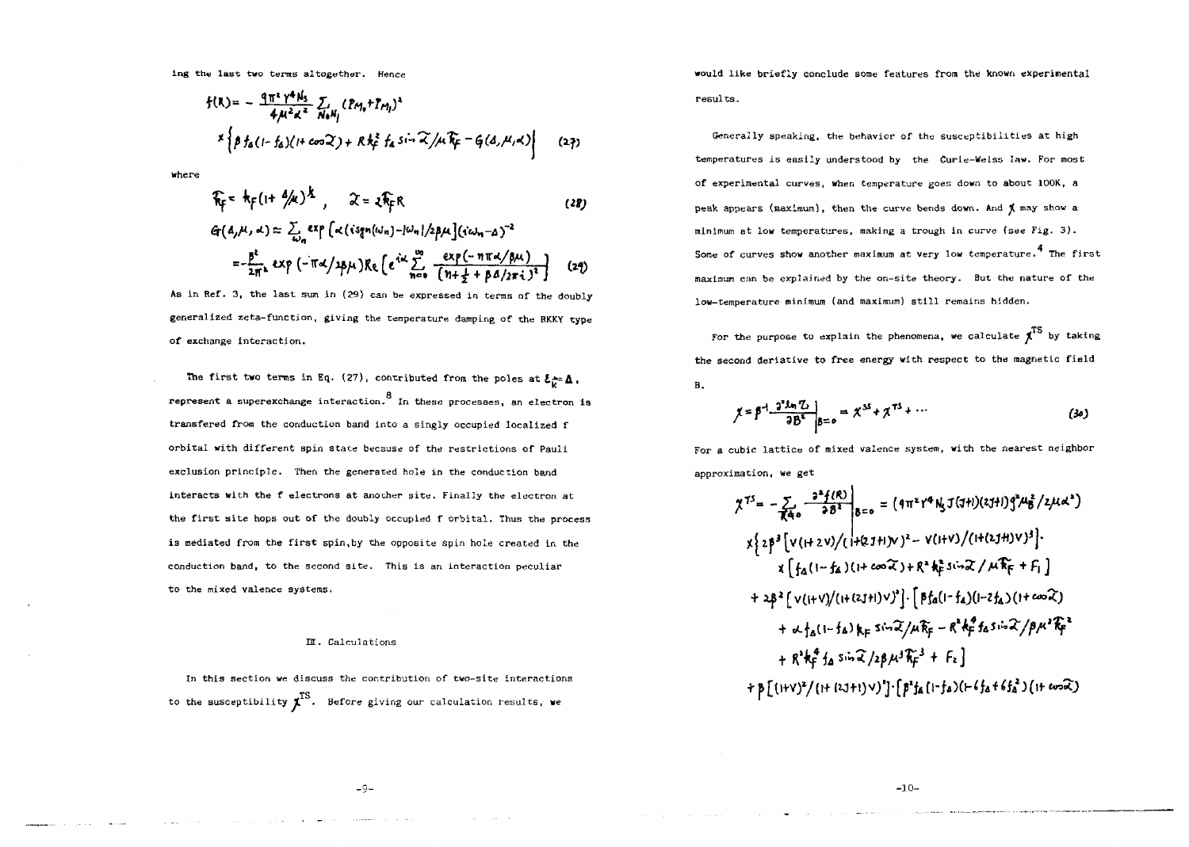ing the last two terms altogether. Hence

$$f(R) = -\frac{9\pi^2 \gamma^4 N_s}{4\mu^2 \alpha^2} \sum_{N_0 N_1} (P_{M_0} + P_{M_1})^2 \times \left\{ \beta f_\Delta (1 - f_\Delta)(1 + \cos\tilde{\alpha}) + R k_F^2 f_\Delta \sin\tilde{\alpha} / \mu \tilde{k}_F - G(\Delta, \mu, \alpha) \right\} \quad (27)$$

where

$$\tilde{k}_F = k_F (1 + \Delta/\mu)^{\frac{1}{2}}, \quad \tilde{\alpha} = 2\tilde{k}_F R \quad (28)$$

$$G(\Delta, \mu, \alpha) = \sum_{\omega_n} \exp\left[\alpha (i\,\mathrm{sgn}(\omega_n) - |\omega_n| / 2\beta\mu)\right] (i\omega_n - \Delta)^{-2}$$

$$= -\frac{\beta^2}{2\pi^2} \exp(-\pi\alpha / 2\beta\mu) \mathrm{Re}\left[ e^{i\alpha} \sum_{n=0}^{\infty} \frac{\exp(-n\pi\alpha/\beta\mu)}{(n + \frac{1}{2} + \beta\Delta/2\pi i)^2} \right] \quad (29)$$

As in Ref. 3, the last sum in (29) can be expressed in terms of the doubly generalized zeta-function, giving the temperature damping of the RKKY type of exchange interaction.

The first two terms in Eq. (27), contributed from the poles at $\varepsilon_{\tilde{k}} = \Delta$, represent a superexchange interaction.[8] In these processes, an electron is transfered from the conduction band into a singly occupied localized f orbital with different spin state because of the restrictions of Pauli exclusion principle. Then the generated hole in the conduction band interacts with the f electrons at another site. Finally the electron at the first site hops out of the doubly occupied f orbital. Thus the process is mediated from the first spin, by the opposite spin hole created in the conduction band, to the second site. This is an interaction peculiar to the mixed valence systems.

## III. Calculations

In this section we discuss the contribution of two-site interactions to the susceptibility $\chi^{TS}$. Before giving our calculation results, we would like briefly conclude some features from the known experimental results.

Generally speaking, the behavior of the susceptibilities at high temperatures is easily understood by the Curie-Weiss law. For most of experimental curves, when temperature goes down to about 100K, a peak appears (maximum), then the curve bends down. And $\chi$ may show a minimum at low temperatures, making a trough in curve (see Fig. 3). Some of curves show another maximum at very low temperature.[4] The first maximum can be explained by the on-site theory. But the nature of the low-temperature minimum (and maximum) still remains hidden.

For the purpose to explain the phenomena, we calculate $\chi^{TS}$ by taking the second deriative to free energy with respect to the magnetic field B.

$$\chi = \beta^{-1} \frac{\partial^2 \ln Z}{\partial B^2}\bigg|_{B=0} = \chi^{SS} + \chi^{TS} + \cdots \quad (30)$$

For a cubic lattice of mixed valence system, with the nearest neighbor approximation, we get

$$\chi^{TS} = -\sum_{\vec{R} \neq 0} \frac{\partial^2 f(R)}{\partial B^2}\bigg|_{B=0} = (9\pi^2 \gamma^4 N_s J(J+1)(2J+1) g^2 \mu_B^2 / 2\mu\alpha^2)$$

$$\times \Big\{ 2\beta^3 \left[ v(1+2v)/(1+(2J+1)v)^2 - v(1+v)/(1+(2J+1)v)^3 \right] \cdot \left[ f_\Delta (1 - f_\Delta)(1 + \cos\tilde{\alpha}) + R^2 k_F^2 \sin\tilde{\alpha} / \mu \tilde{k}_F + F_1 \right]$$

$$+ 2\beta^2 \left[ v(1+v)/(1+(2J+1)v)^2 \right] \cdot \Big[ \beta f_\Delta (1 - f_\Delta)(1 - 2f_\Delta)(1 + \cos\tilde{\alpha}) + \alpha f_\Delta (1 - f_\Delta) k_F \sin\tilde{\alpha} / \mu \tilde{k}_F - R^2 k_F^4 f_\Delta \sin\tilde{\alpha} / \beta \mu^2 \tilde{k}_F^2 + R^2 k_F^4 f_\Delta \sin\tilde{\alpha} / 2\beta\mu^3 \tilde{k}_F^3 + F_2 \Big]$$

$$+ \beta \left[ (1+v)^2 / (1 + (2J+1)v)^2 \right] \cdot \left[ \beta^2 f_\Delta (1 - f_\Delta)(1 - 6f_\Delta + 6f_\Delta^2)(1 + \cos\tilde{\alpha}) \right.$$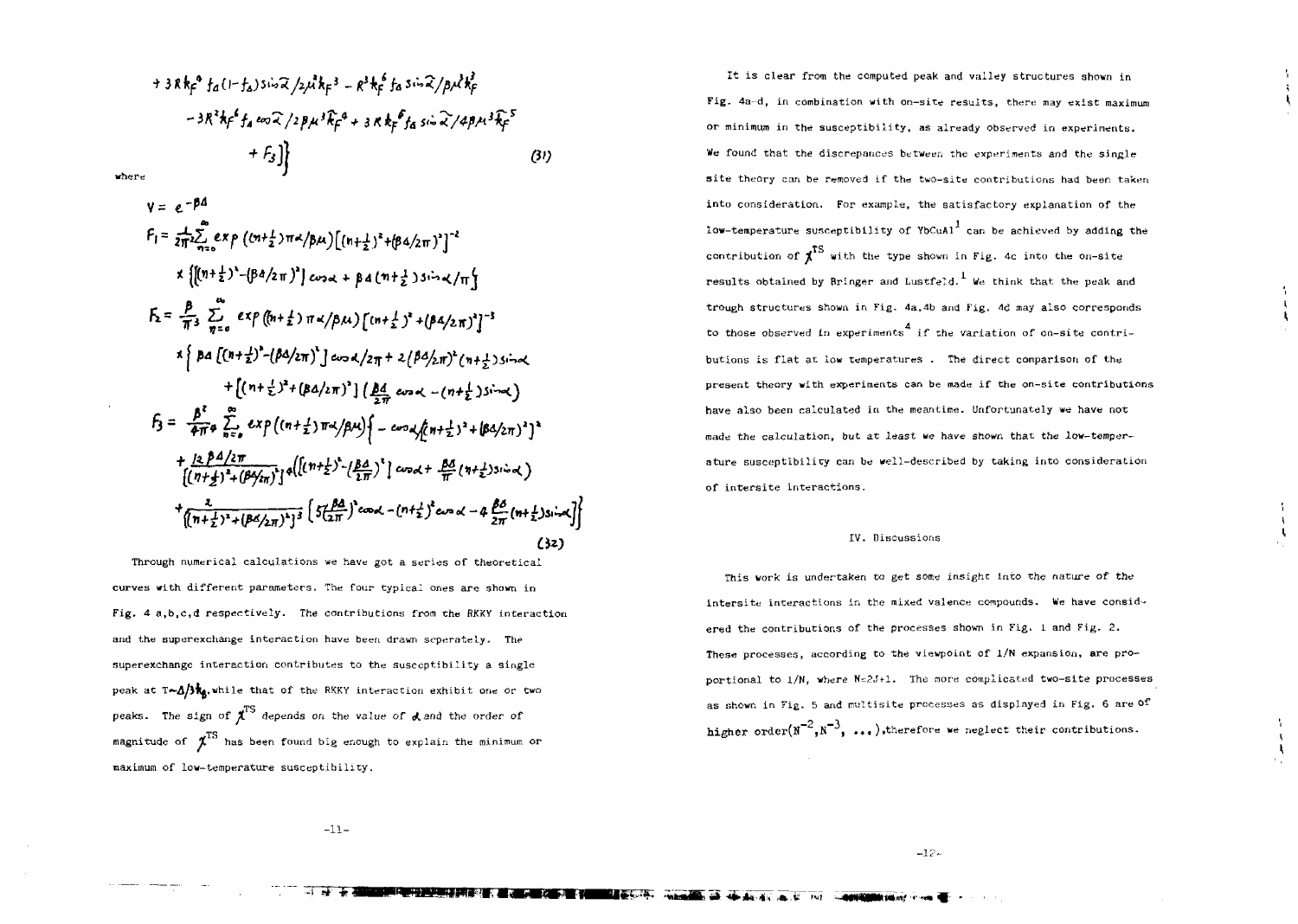$$
+ 3Rk_F^4 f_\Delta(1-f_\Delta)\sin\tilde{\alpha}/2\mu^2 k_F^3 - R^3 k_F^6 f_\Delta \sin\tilde{\alpha}/\beta\mu^3 k_F^2
$$

$$
-3R^2 k_F^6 f_\Delta \cos\tilde{\alpha}/2\beta\mu^3 \tilde{k}_F^4 + 3Rk_F^6 f_\Delta \sin\tilde{\alpha}/4\beta\mu^3 \tilde{k}_F^5
$$

$$
+ F_3 \Big] \Big\} \tag{31}
$$

where

$$
V = e^{-\beta\Delta}
$$

$$
F_1 = \frac{1}{2\pi^2}\sum_{n=0}^{\infty} \exp\left((n+\tfrac{1}{2})\pi\alpha/\beta\mu\right)\left[(n+\tfrac{1}{2})^2+(\beta\Delta/2\pi)^2\right]^{-2}
$$

$$
\times \left\{\left[(n+\tfrac{1}{2})^2-(\beta\Delta/2\pi)^2\right]\cos\alpha + \beta\Delta(n+\tfrac{1}{2})\sin\alpha/\pi\right\}
$$

$$
F_2 = \frac{\beta}{\pi^3}\sum_{n=0}^{\infty} \exp\left((n+\tfrac{1}{2})\pi\alpha/\beta\mu\right)\left[(n+\tfrac{1}{2})^2+(\beta\Delta/2\pi)^2\right]^{-3}
$$

$$
\times \Big\{ \beta\Delta\left[(n+\tfrac{1}{2})^2-(\beta\Delta/2\pi)^2\right]\cos\alpha/2\pi + 2(\beta\Delta/2\pi)^2(n+\tfrac{1}{2})\sin\alpha
$$

$$
+\left[(n+\tfrac{1}{2})^2+(\beta\Delta/2\pi)^2\right]\left(\frac{\beta\Delta}{2\pi}\cos\alpha-(n+\tfrac{1}{2})\sin\alpha\right)
$$

$$
F_3 = \frac{\beta^2}{4\pi^4}\sum_{n=0}^{\infty} \exp\left((n+\tfrac{1}{2})\pi\alpha/\beta\mu\right)\Big\{ -\cos\alpha/\left[(n+\tfrac{1}{2})^2+(\beta\Delta/2\pi)^2\right]^2
$$

$$
+\frac{12\beta\Delta/2\pi}{\left[(n+\tfrac{1}{2})^2+(\beta\Delta/2\pi)^2\right]^4}\left(\left[(n+\tfrac{1}{2})^2-(\tfrac{\beta\Delta}{2\pi})^2\right]\cos\alpha+\frac{\beta\Delta}{\pi}(n+\tfrac{1}{2})\sin\alpha\right)
$$

$$
+\frac{2}{\left[(n+\tfrac{1}{2})^2+(\beta\Delta/2\pi)^2\right]^3}\left[5(\tfrac{\beta\Delta}{2\pi})^2\cos\alpha-(n+\tfrac{1}{2})^2\cos\alpha-4\frac{\beta\Delta}{2\pi}(n+\tfrac{1}{2})\sin\alpha\right]\Big\} \tag{32}
$$

Through numerical calculations we have got a series of theoretical curves with different parameters. The four typical ones are shown in Fig. 4 a,b,c,d respectively. The contributions from the RKKY interaction and the superexchange interaction have been drawn seperately. The superexchange interaction contributes to the susceptibility a single peak at $T\sim\Delta/3k_B$, while that of the RKKY interaction exhibit one or two peaks. The sign of $\chi^{TS}$ depends on the value of $\alpha$ and the order of magnitude of $\chi^{TS}$ has been found big enough to explain the minimum or maximum of low-temperature susceptibility.

It is clear from the computed peak and valley structures shown in Fig. 4a-d, in combination with on-site results, there may exist maximum or minimum in the susceptibility, as already observed in experiments. We found that the discrepances between the experiments and the single site theory can be removed if the two-site contributions had been taken into consideration. For example, the satisfactory explanation of the low-temperature susceptibility of $YbCuAl$[1] can be achieved by adding the contribution of $\chi^{TS}$ with the type shown in Fig. 4c into the on-site results obtained by Bringer and Lustfeld.[1] We think that the peak and trough structures shown in Fig. 4a,4b and Fig. 4d may also corresponds to those observed in experiments[4] if the variation of on-site contributions is flat at low temperatures . The direct comparison of the present theory with experiments can be made if the on-site contributions have also been calculated in the meantime. Unfortunately we have not made the calculation, but at least we have shown that the low-temperature susceptibility can be well-described by taking into consideration of intersite interactions.

## IV. Discussions

This work is undertaken to get some insight into the nature of the intersite interactions in the mixed valence compounds. We have considered the contributions of the processes shown in Fig. 1 and Fig. 2. These processes, according to the viewpoint of 1/N expansion, are proportional to 1/N, where $N=2J+1$. The more complicated two-site processes as shown in Fig. 5 and multisite processes as displayed in Fig. 6 are of higher order($N^{-2}, N^{-3}, \ldots$),therefore we neglect their contributions.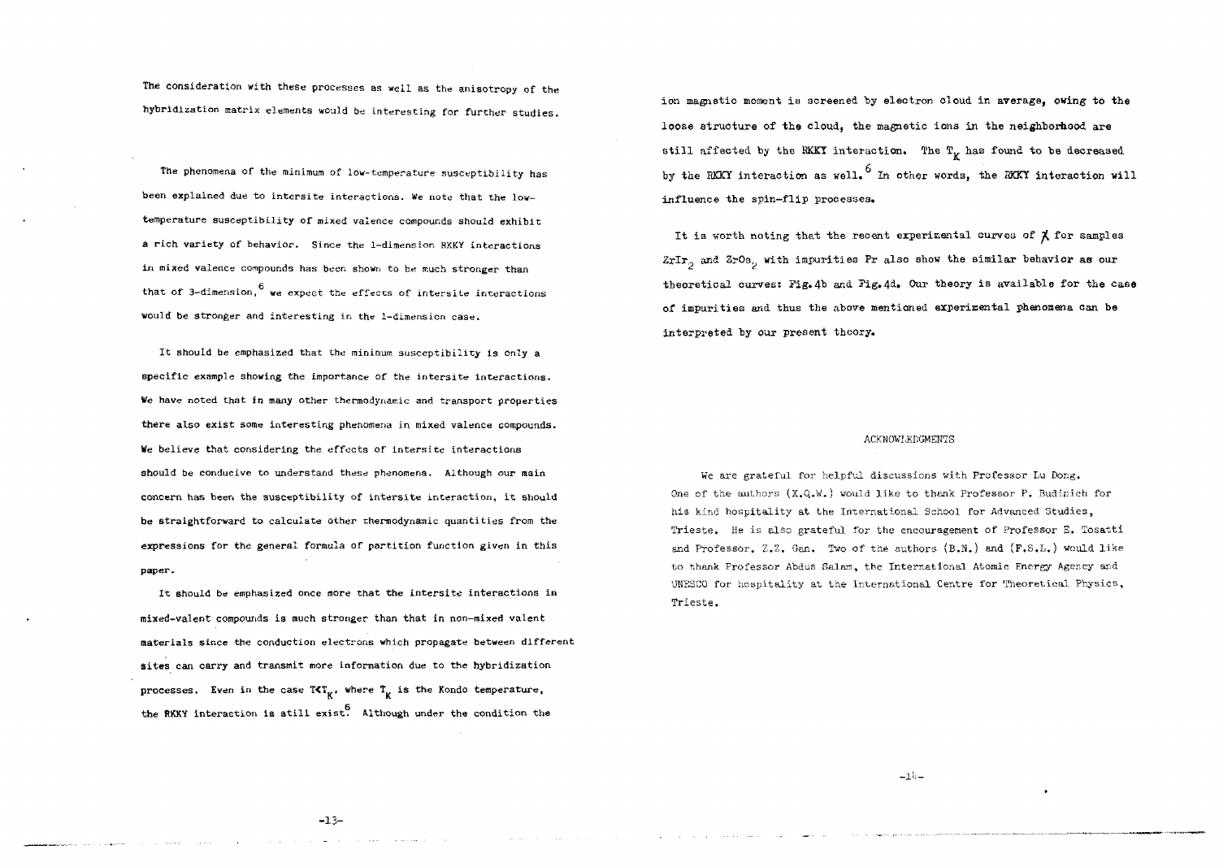The consideration with these processes as well as the anisotropy of the hybridization matrix elements would be interesting for further studies.

The phenomena of the minimum of low-temperature susceptibility has been explained due to intersite interactions. We note that the low-temperature susceptibility of mixed valence compounds should exhibit a rich variety of behavior. Since the 1-dimension RKKY interactions in mixed valence compounds has been shown to be much stronger than that of 3-dimension,[6] we expect the effects of intersite interactions would be stronger and interesting in the 1-dimension case.

It should be emphasized that the minimum susceptibility is only a specific example showing the importance of the intersite interactions. We have noted that in many other thermodynamic and transport properties there also exist some interesting phenomena in mixed valence compounds. We believe that considering the effects of intersite interactions should be conducive to understand these phenomena. Although our main concern has been the susceptibility of intersite interaction, it should be straightforward to calculate other thermodynamic quantities from the expressions for the general formula of partition function given in this paper.

It should be emphasized once more that the intersite interactions in mixed-valent compounds is much stronger than that in non-mixed valent materials since the conduction electrons which propagate between different sites can carry and transmit more information due to the hybridization processes. Even in the case $T<T_K$, where $T_K$ is the Kondo temperature, the RKKY interaction is still exist.[6] Although under the condition the ion magnetic moment is screened by electron cloud in average, owing to the loose structure of the cloud, the magnetic ions in the neighborhood are still affected by the RKKY interaction. The $T_K$ has found to be decreased by the RKKY interaction as well.[6] In other words, the RKKY interaction will influence the spin-flip processes.

It is worth noting that the recent experimental curves of $\chi$ for samples $ZrIr_2$ and $ZrOs_2$ with impurities Pr also show the similar behavior as our theoretical curves: Fig.4b and Fig.4d. Our theory is available for the case of impurities and thus the above mentioned experimental phenomena can be interpreted by our present theory.

## ACKNOWLEDGMENTS

We are grateful for helpful discussions with Professor Lu Dong. One of the authors (X.Q.W.) would like to thank Professor P. Budinich for his kind hospitality at the International School for Advanced Studies, Trieste. He is also grateful for the encouragement of Professor E. Tosatti and Professor. Z.Z. Gan. Two of the authors (B.N.) and (F.S.L.) would like to thank Professor Abdus Salam, the International Atomic Energy Agency and UNESCO for hospitality at the International Centre for Theoretical Physics, Trieste.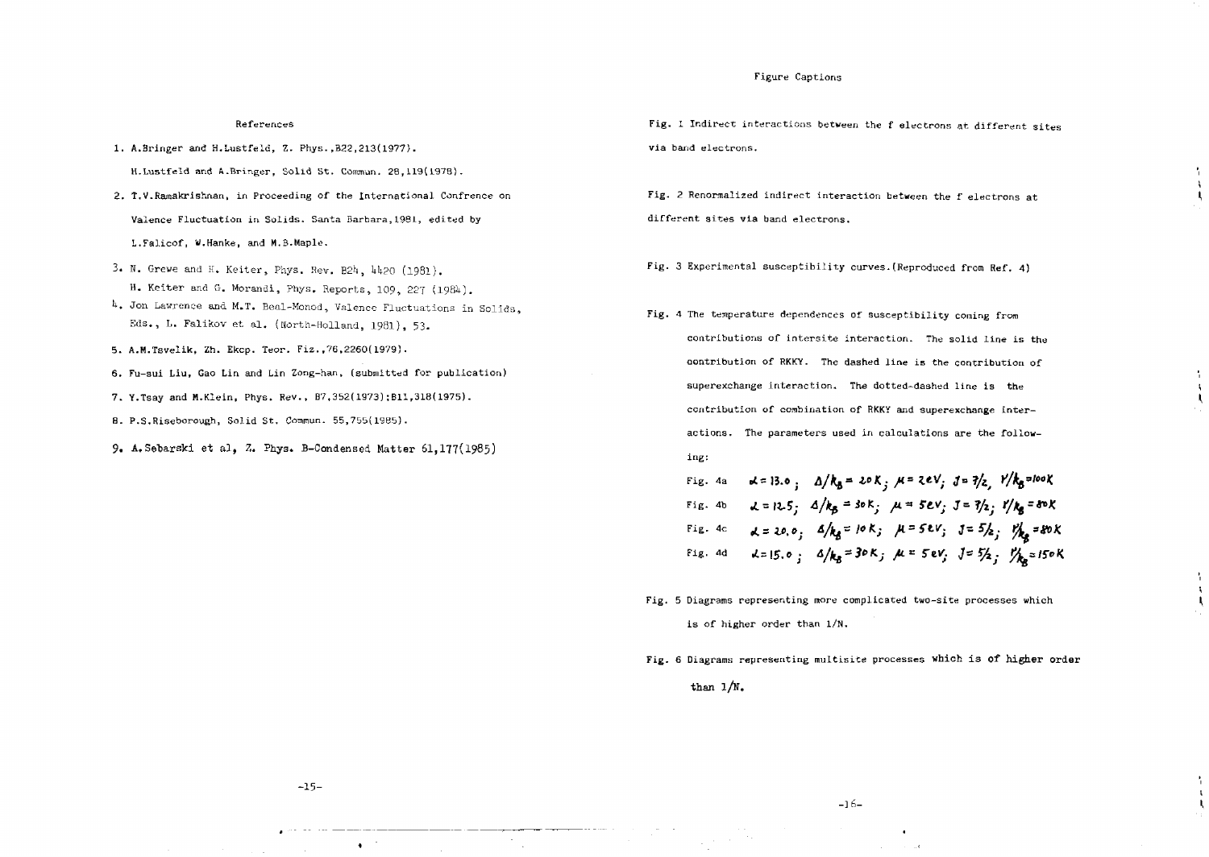## References

1. A.Bringer and H.Lustfeld, Z. Phys.,B22,213(1977).

   H.Lustfeld and A.Bringer, Solid St. Commun. 28,119(1978).

2. T.V.Ramakrishnan, in Proceeding of the International Confrence on Valence Fluctuation in Solids. Santa Barbara,1981, edited by L.Falicof, W.Hanke, and M.B.Maple.

3. N. Grewe and H. Keiter, Phys. Rev. B24, 4420 (1981).

   H. Keiter and G. Morandi, Phys. Reports, 109, 227 (1984).

4. Jon Lawrence and M.T. Beal-Monod, Valence Fluctuations in Solids, Eds., L. Falikov et al. (North-Holland, 1981), 53.

5. A.M.Tsvelik, Zh. Ekcp. Teor. Fiz.,76,2260(1979).

6. Fu-sui Liu, Gao Lin and Lin Zong-han, (submitted for publication)

7. Y.Tsay and M.Klein, Phys. Rev., B7,352(1973);B11,318(1975).

8. P.S.Riseborough, Solid St. Commun. 55,755(1985).

9. A.Sebarski et al, Z. Phys. B-Condensed Matter 61,177(1985)

## Figure Captions

Fig. 1 Indirect interactions between the f electrons at different sites via band electrons.

Fig. 2 Renormalized indirect interaction between the f electrons at different sites via band electrons.

Fig. 3 Experimental susceptibility curves.(Reproduced from Ref. 4)

Fig. 4 The temperature dependences of susceptibility coming from contributions of intersite interaction. The solid line is the contribution of RKKY. The dashed line is the contribution of superexchange interaction. The dotted-dashed line is the contribution of combination of RKKY and superexchange interactions. The parameters used in calculations are the following:

Fig. 4a $\alpha = 13.0$; $\Delta/k_B = 20K$; $\mu = 2eV$; $J = 7/2$, $V/k_B = 100K$

Fig. 4b $\alpha = 12.5$; $\Delta/k_B = 30K$; $\mu = 5eV$; $J = 7/2$; $V/k_B = 80K$

Fig. 4c $\alpha = 20.0$; $\Delta/k_B = 10K$; $\mu = 5eV$; $J = 5/2$; $V/k_B = 80K$

Fig. 4d $\alpha = 15.0$; $\Delta/k_B = 30K$; $\mu = 5eV$; $J = 5/2$; $V/k_B = 150K$

Fig. 5 Diagrams representing more complicated two-site processes which is of higher order than $1/N$.

Fig. 6 Diagrams representing multisite processes which is of higher order than $1/N$.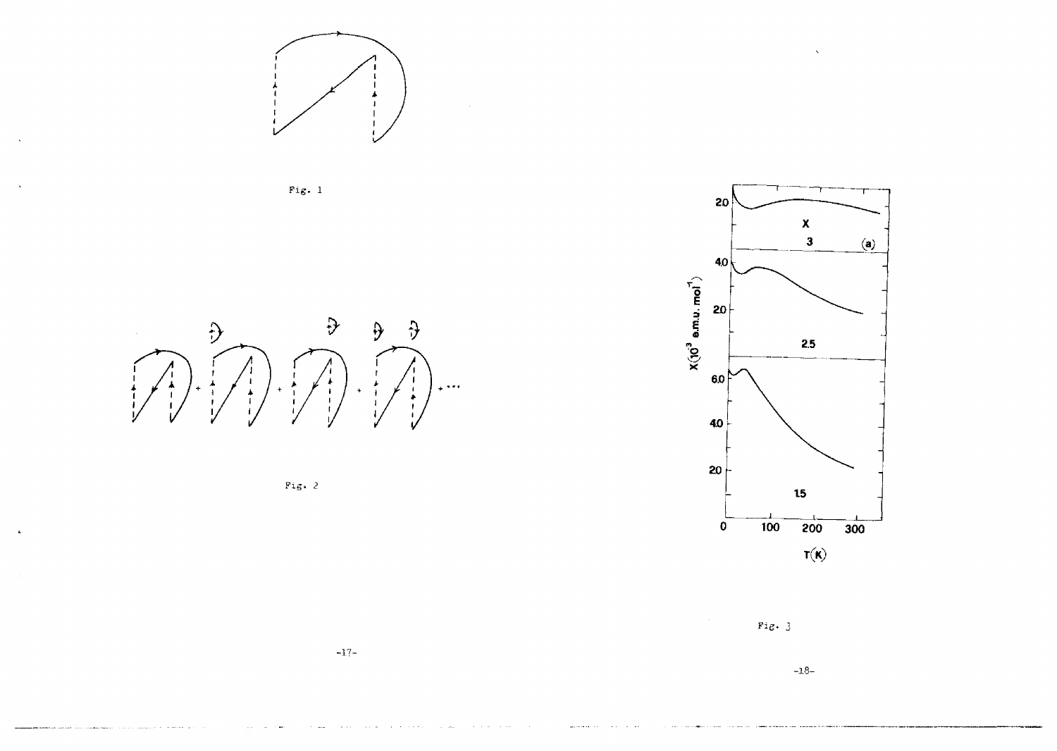Fig. 1

Fig. 2

Fig. 3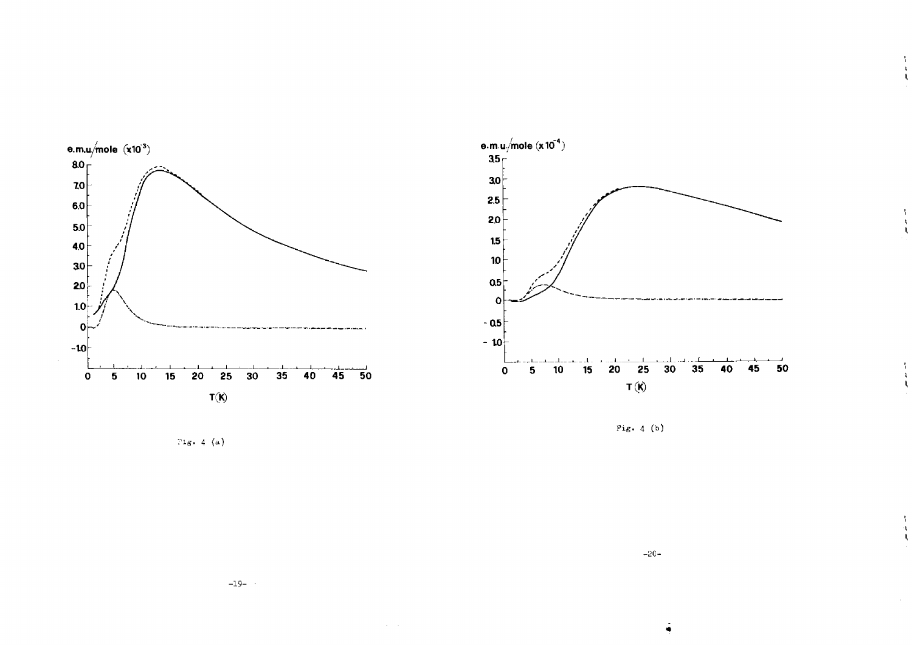Fig. 4 (a)

Fig. 4 (b)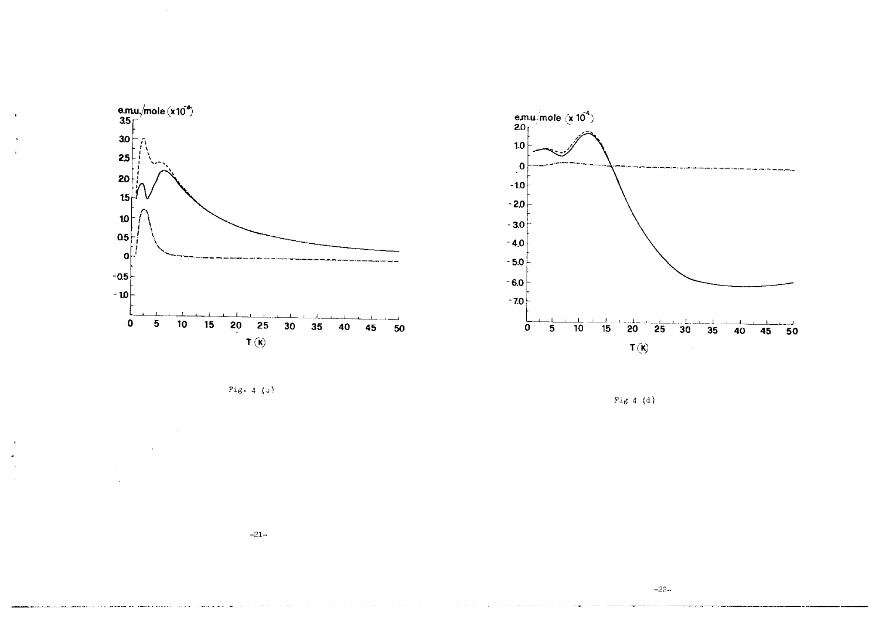e.m.u./mole ($\times 10^{-4}$)

T (K)

Fig. 4 (c)

e.m.u./mole ($\times 10^{-4}$)

T (K)

Fig 4 (d)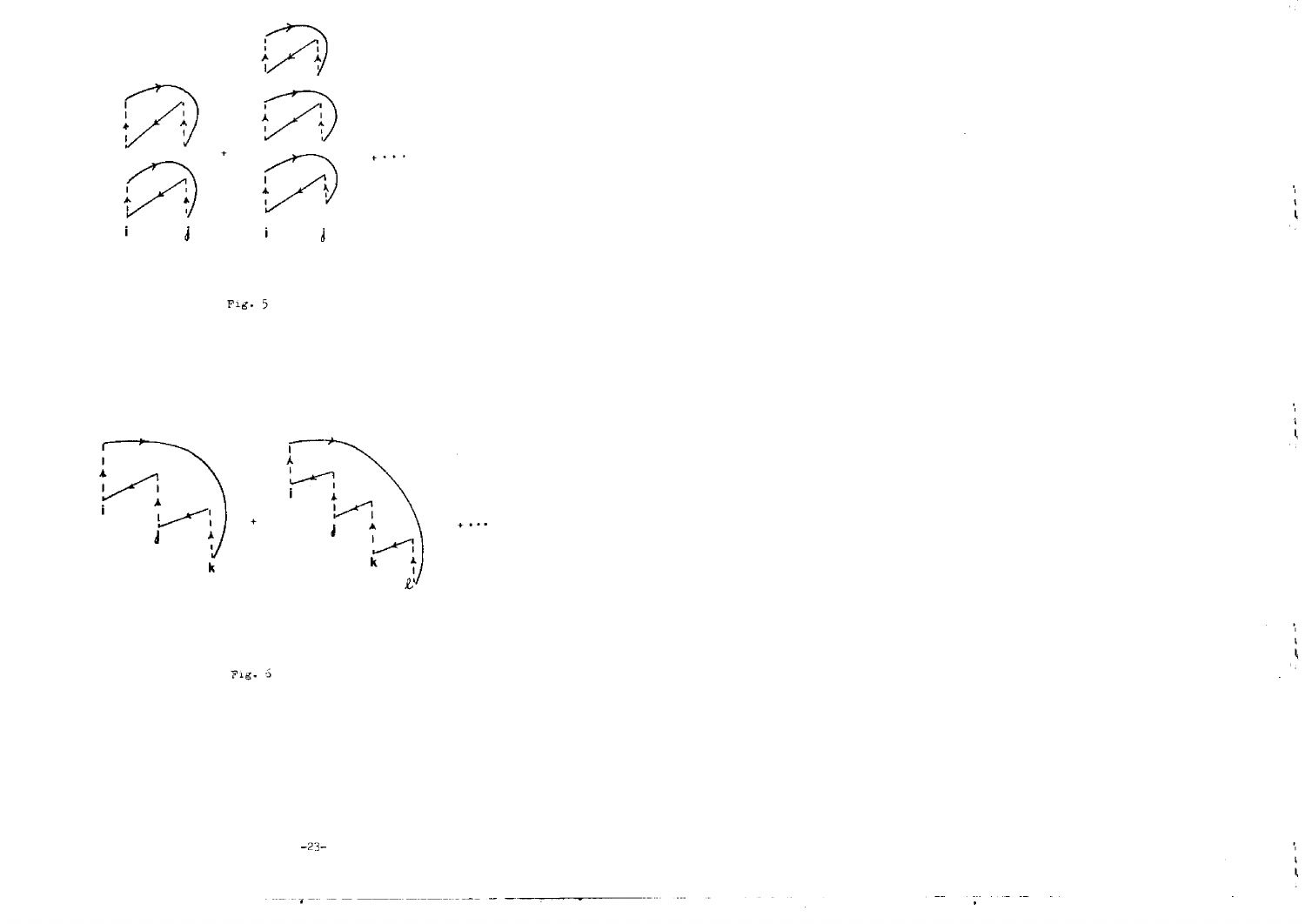i j i j

Fig. 5

i j k i j k ℓ

Fig. 6